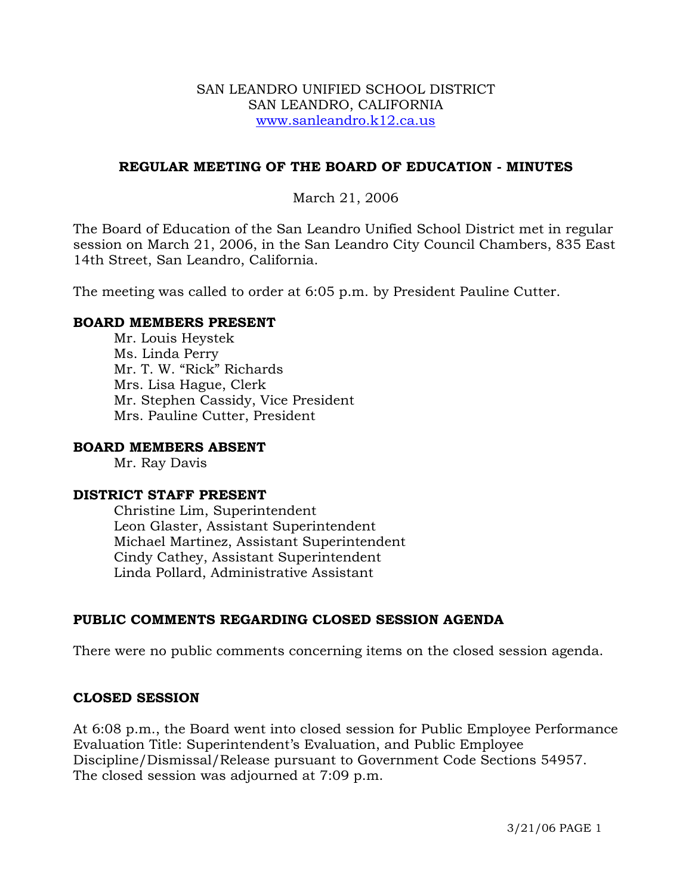SAN LEANDRO UNIFIED SCHOOL DISTRICT
SAN LEANDRO, CALIFORNIA
www.sanleandro.k12.ca.us

## REGULAR MEETING OF THE BOARD OF EDUCATION - MINUTES

March 21, 2006

The Board of Education of the San Leandro Unified School District met in regular session on March 21, 2006, in the San Leandro City Council Chambers, 835 East 14th Street, San Leandro, California.

The meeting was called to order at 6:05 p.m. by President Pauline Cutter.

### BOARD MEMBERS PRESENT

Mr. Louis Heystek
Ms. Linda Perry
Mr. T. W. "Rick" Richards
Mrs. Lisa Hague, Clerk
Mr. Stephen Cassidy, Vice President
Mrs. Pauline Cutter, President

### BOARD MEMBERS ABSENT

Mr. Ray Davis

### DISTRICT STAFF PRESENT

Christine Lim, Superintendent
Leon Glaster, Assistant Superintendent
Michael Martinez, Assistant Superintendent
Cindy Cathey, Assistant Superintendent
Linda Pollard, Administrative Assistant

### PUBLIC COMMENTS REGARDING CLOSED SESSION AGENDA

There were no public comments concerning items on the closed session agenda.

### CLOSED SESSION

At 6:08 p.m., the Board went into closed session for Public Employee Performance Evaluation Title: Superintendent's Evaluation, and Public Employee Discipline/Dismissal/Release pursuant to Government Code Sections 54957. The closed session was adjourned at 7:09 p.m.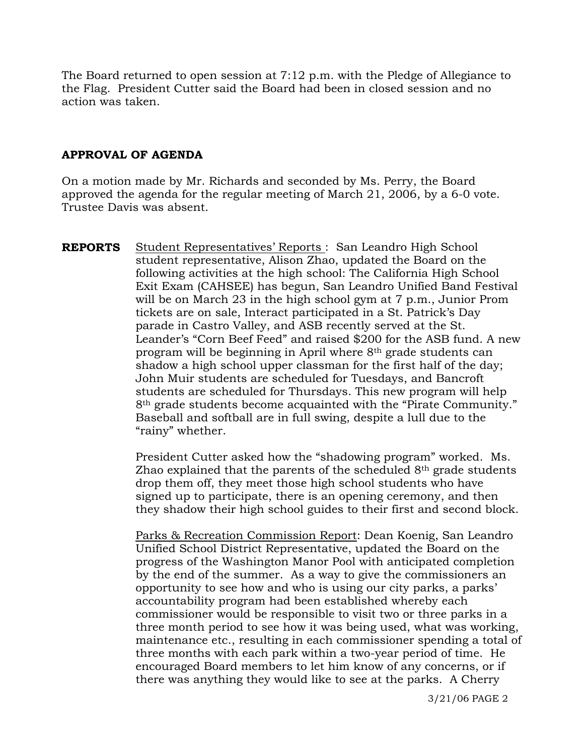The Board returned to open session at 7:12 p.m. with the Pledge of Allegiance to the Flag. President Cutter said the Board had been in closed session and no action was taken.

**APPROVAL OF AGENDA**

On a motion made by Mr. Richards and seconded by Ms. Perry, the Board approved the agenda for the regular meeting of March 21, 2006, by a 6-0 vote. Trustee Davis was absent.

**REPORTS** Student Representatives' Reports : San Leandro High School student representative, Alison Zhao, updated the Board on the following activities at the high school: The California High School Exit Exam (CAHSEE) has begun, San Leandro Unified Band Festival will be on March 23 in the high school gym at 7 p.m., Junior Prom tickets are on sale, Interact participated in a St. Patrick's Day parade in Castro Valley, and ASB recently served at the St. Leander's "Corn Beef Feed" and raised $200 for the ASB fund. A new program will be beginning in April where 8th grade students can shadow a high school upper classman for the first half of the day; John Muir students are scheduled for Tuesdays, and Bancroft students are scheduled for Thursdays. This new program will help 8th grade students become acquainted with the "Pirate Community." Baseball and softball are in full swing, despite a lull due to the "rainy" whether.

President Cutter asked how the "shadowing program" worked. Ms. Zhao explained that the parents of the scheduled 8th grade students drop them off, they meet those high school students who have signed up to participate, there is an opening ceremony, and then they shadow their high school guides to their first and second block.

Parks & Recreation Commission Report: Dean Koenig, San Leandro Unified School District Representative, updated the Board on the progress of the Washington Manor Pool with anticipated completion by the end of the summer. As a way to give the commissioners an opportunity to see how and who is using our city parks, a parks' accountability program had been established whereby each commissioner would be responsible to visit two or three parks in a three month period to see how it was being used, what was working, maintenance etc., resulting in each commissioner spending a total of three months with each park within a two-year period of time. He encouraged Board members to let him know of any concerns, or if there was anything they would like to see at the parks. A Cherry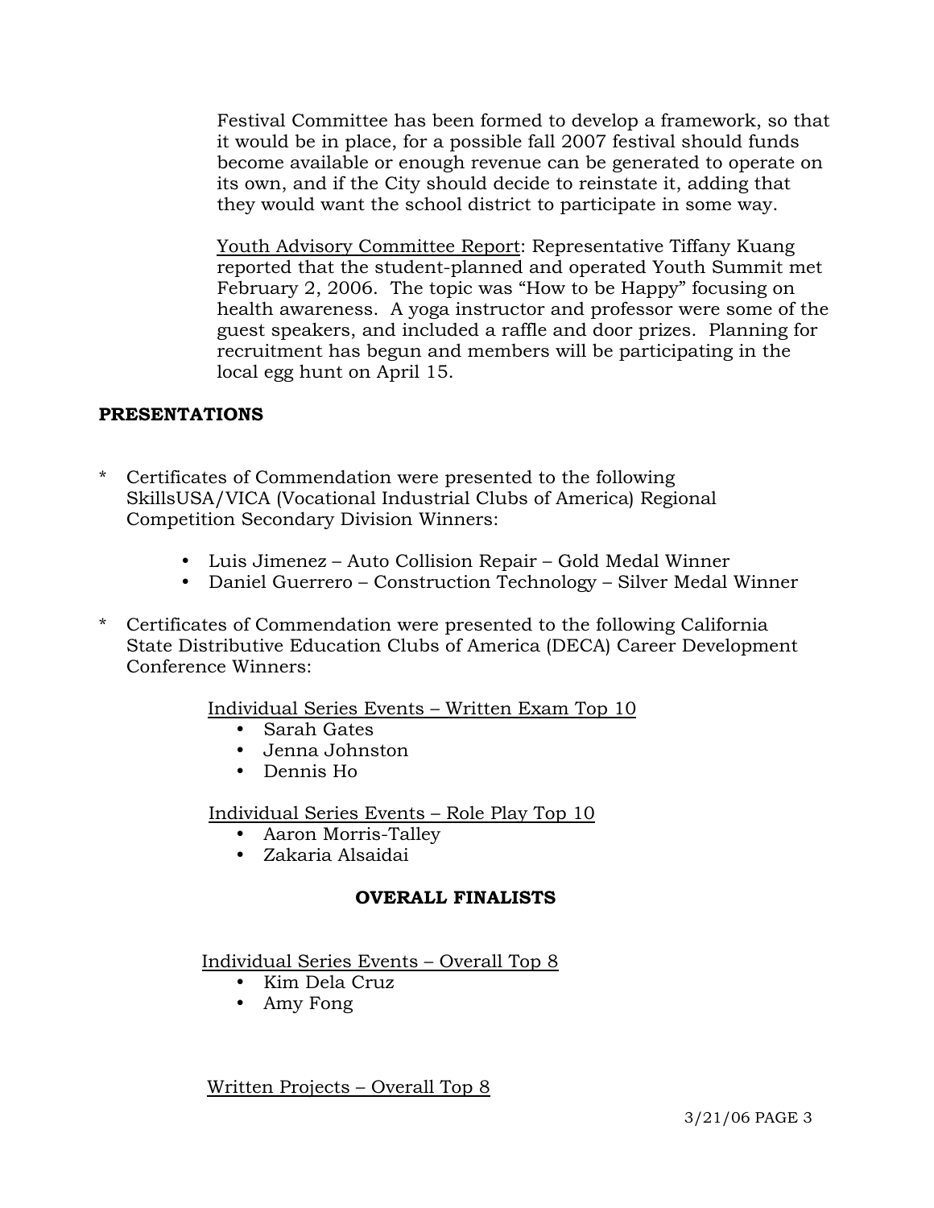Festival Committee has been formed to develop a framework, so that it would be in place, for a possible fall 2007 festival should funds become available or enough revenue can be generated to operate on its own, and if the City should decide to reinstate it, adding that they would want the school district to participate in some way.

Youth Advisory Committee Report: Representative Tiffany Kuang reported that the student-planned and operated Youth Summit met February 2, 2006. The topic was "How to be Happy" focusing on health awareness. A yoga instructor and professor were some of the guest speakers, and included a raffle and door prizes. Planning for recruitment has begun and members will be participating in the local egg hunt on April 15.

## PRESENTATIONS

* Certificates of Commendation were presented to the following SkillsUSA/VICA (Vocational Industrial Clubs of America) Regional Competition Secondary Division Winners:

  - Luis Jimenez – Auto Collision Repair – Gold Medal Winner
  - Daniel Guerrero – Construction Technology – Silver Medal Winner

* Certificates of Commendation were presented to the following California State Distributive Education Clubs of America (DECA) Career Development Conference Winners:

  Individual Series Events – Written Exam Top 10
  - Sarah Gates
  - Jenna Johnston
  - Dennis Ho

  Individual Series Events – Role Play Top 10
  - Aaron Morris-Talley
  - Zakaria Alsaidai

### OVERALL FINALISTS

Individual Series Events – Overall Top 8
- Kim Dela Cruz
- Amy Fong

Written Projects – Overall Top 8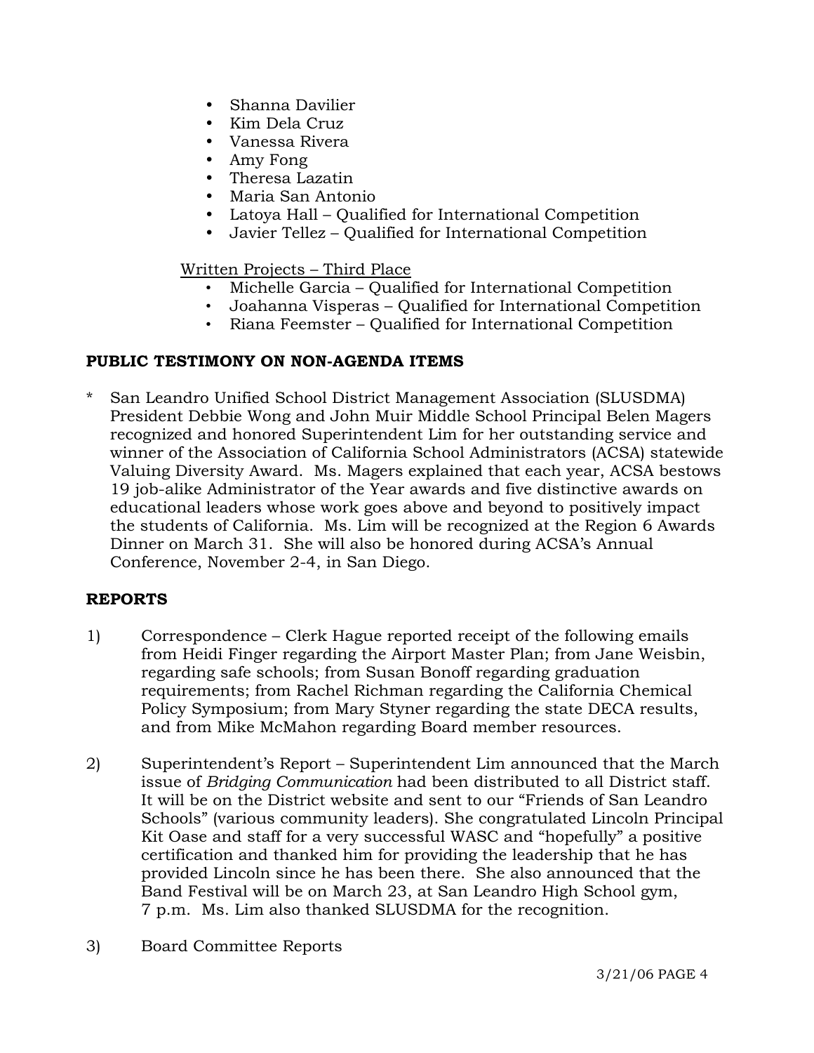- Shanna Davilier
- Kim Dela Cruz
- Vanessa Rivera
- Amy Fong
- Theresa Lazatin
- Maria San Antonio
- Latoya Hall – Qualified for International Competition
- Javier Tellez – Qualified for International Competition

Written Projects – Third Place

- Michelle Garcia – Qualified for International Competition
- Joahanna Visperas – Qualified for International Competition
- Riana Feemster – Qualified for International Competition

**PUBLIC TESTIMONY ON NON-AGENDA ITEMS**

* San Leandro Unified School District Management Association (SLUSDMA) President Debbie Wong and John Muir Middle School Principal Belen Magers recognized and honored Superintendent Lim for her outstanding service and winner of the Association of California School Administrators (ACSA) statewide Valuing Diversity Award. Ms. Magers explained that each year, ACSA bestows 19 job-alike Administrator of the Year awards and five distinctive awards on educational leaders whose work goes above and beyond to positively impact the students of California. Ms. Lim will be recognized at the Region 6 Awards Dinner on March 31. She will also be honored during ACSA's Annual Conference, November 2-4, in San Diego.

**REPORTS**

1) Correspondence – Clerk Hague reported receipt of the following emails from Heidi Finger regarding the Airport Master Plan; from Jane Weisbin, regarding safe schools; from Susan Bonoff regarding graduation requirements; from Rachel Richman regarding the California Chemical Policy Symposium; from Mary Styner regarding the state DECA results, and from Mike McMahon regarding Board member resources.

2) Superintendent's Report – Superintendent Lim announced that the March issue of *Bridging Communication* had been distributed to all District staff. It will be on the District website and sent to our "Friends of San Leandro Schools" (various community leaders). She congratulated Lincoln Principal Kit Oase and staff for a very successful WASC and "hopefully" a positive certification and thanked him for providing the leadership that he has provided Lincoln since he has been there. She also announced that the Band Festival will be on March 23, at San Leandro High School gym, 7 p.m. Ms. Lim also thanked SLUSDMA for the recognition.

3) Board Committee Reports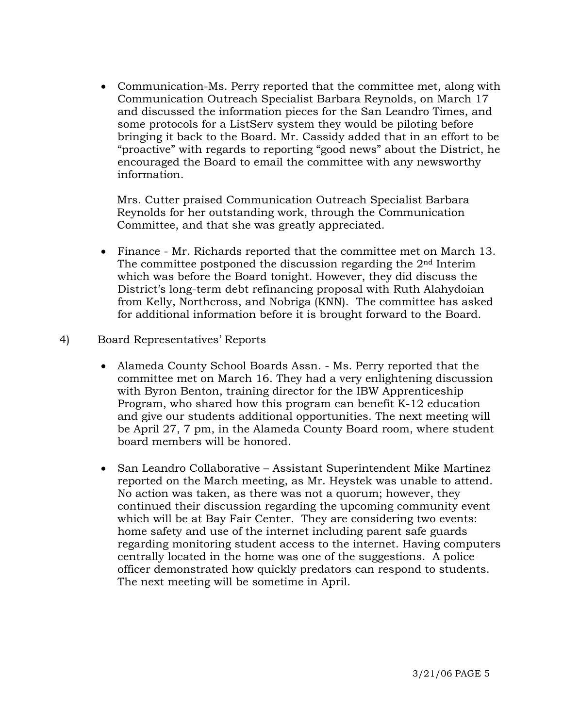- Communication-Ms. Perry reported that the committee met, along with Communication Outreach Specialist Barbara Reynolds, on March 17 and discussed the information pieces for the San Leandro Times, and some protocols for a ListServ system they would be piloting before bringing it back to the Board. Mr. Cassidy added that in an effort to be "proactive" with regards to reporting "good news" about the District, he encouraged the Board to email the committee with any newsworthy information.

  Mrs. Cutter praised Communication Outreach Specialist Barbara Reynolds for her outstanding work, through the Communication Committee, and that she was greatly appreciated.

- Finance - Mr. Richards reported that the committee met on March 13. The committee postponed the discussion regarding the 2nd Interim which was before the Board tonight. However, they did discuss the District's long-term debt refinancing proposal with Ruth Alahydoian from Kelly, Northcross, and Nobriga (KNN). The committee has asked for additional information before it is brought forward to the Board.

4) Board Representatives' Reports

- Alameda County School Boards Assn. - Ms. Perry reported that the committee met on March 16. They had a very enlightening discussion with Byron Benton, training director for the IBW Apprenticeship Program, who shared how this program can benefit K-12 education and give our students additional opportunities. The next meeting will be April 27, 7 pm, in the Alameda County Board room, where student board members will be honored.

- San Leandro Collaborative – Assistant Superintendent Mike Martinez reported on the March meeting, as Mr. Heystek was unable to attend. No action was taken, as there was not a quorum; however, they continued their discussion regarding the upcoming community event which will be at Bay Fair Center. They are considering two events: home safety and use of the internet including parent safe guards regarding monitoring student access to the internet. Having computers centrally located in the home was one of the suggestions. A police officer demonstrated how quickly predators can respond to students. The next meeting will be sometime in April.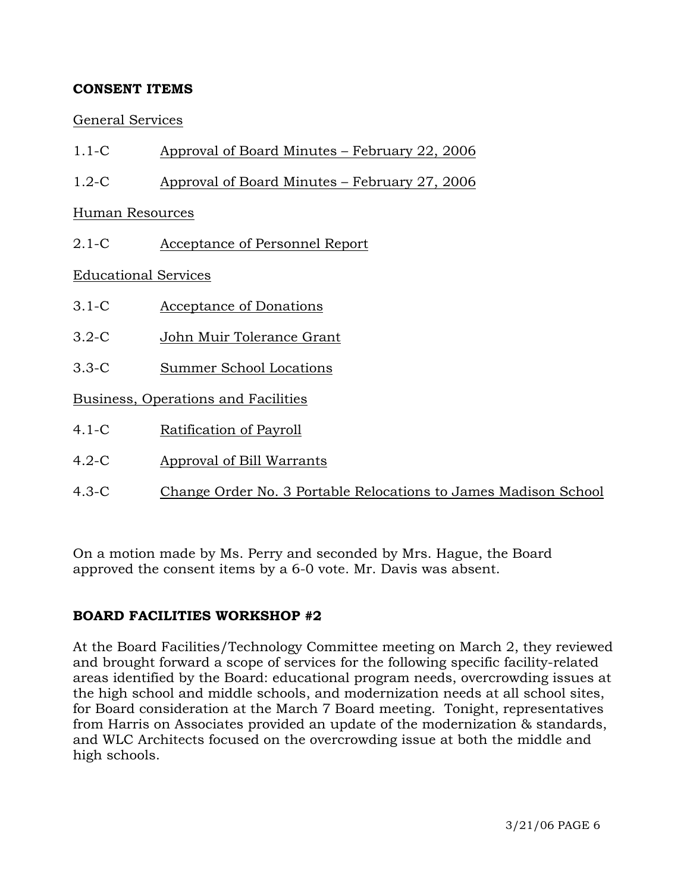**CONSENT ITEMS**

General Services

1.1-C Approval of Board Minutes – February 22, 2006

1.2-C Approval of Board Minutes – February 27, 2006

Human Resources

2.1-C Acceptance of Personnel Report

Educational Services

3.1-C Acceptance of Donations

3.2-C John Muir Tolerance Grant

3.3-C Summer School Locations

Business, Operations and Facilities

4.1-C Ratification of Payroll

4.2-C Approval of Bill Warrants

4.3-C Change Order No. 3 Portable Relocations to James Madison School

On a motion made by Ms. Perry and seconded by Mrs. Hague, the Board approved the consent items by a 6-0 vote. Mr. Davis was absent.

**BOARD FACILITIES WORKSHOP #2**

At the Board Facilities/Technology Committee meeting on March 2, they reviewed and brought forward a scope of services for the following specific facility-related areas identified by the Board: educational program needs, overcrowding issues at the high school and middle schools, and modernization needs at all school sites, for Board consideration at the March 7 Board meeting. Tonight, representatives from Harris on Associates provided an update of the modernization & standards, and WLC Architects focused on the overcrowding issue at both the middle and high schools.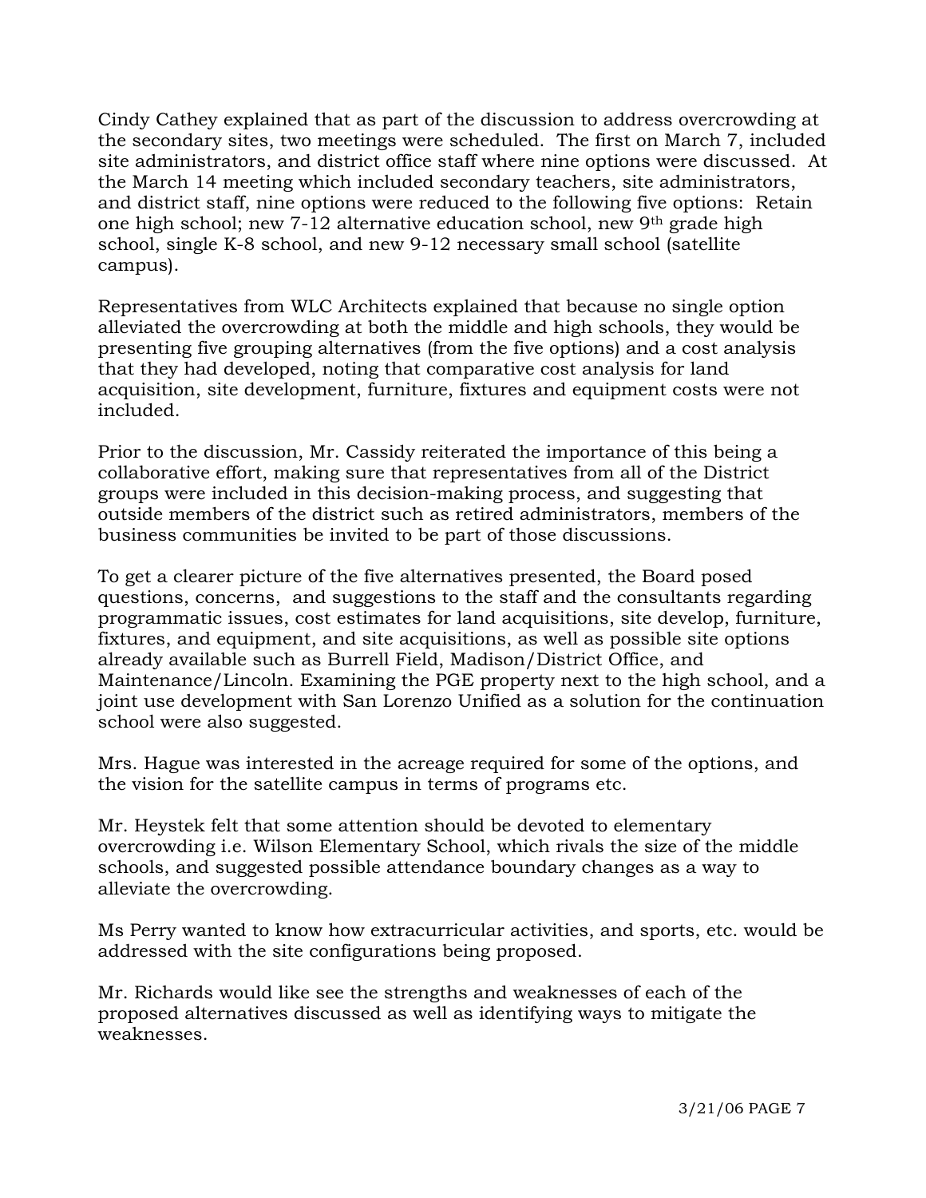Cindy Cathey explained that as part of the discussion to address overcrowding at the secondary sites, two meetings were scheduled. The first on March 7, included site administrators, and district office staff where nine options were discussed. At the March 14 meeting which included secondary teachers, site administrators, and district staff, nine options were reduced to the following five options: Retain one high school; new 7-12 alternative education school, new 9th grade high school, single K-8 school, and new 9-12 necessary small school (satellite campus).

Representatives from WLC Architects explained that because no single option alleviated the overcrowding at both the middle and high schools, they would be presenting five grouping alternatives (from the five options) and a cost analysis that they had developed, noting that comparative cost analysis for land acquisition, site development, furniture, fixtures and equipment costs were not included.

Prior to the discussion, Mr. Cassidy reiterated the importance of this being a collaborative effort, making sure that representatives from all of the District groups were included in this decision-making process, and suggesting that outside members of the district such as retired administrators, members of the business communities be invited to be part of those discussions.

To get a clearer picture of the five alternatives presented, the Board posed questions, concerns, and suggestions to the staff and the consultants regarding programmatic issues, cost estimates for land acquisitions, site develop, furniture, fixtures, and equipment, and site acquisitions, as well as possible site options already available such as Burrell Field, Madison/District Office, and Maintenance/Lincoln. Examining the PGE property next to the high school, and a joint use development with San Lorenzo Unified as a solution for the continuation school were also suggested.

Mrs. Hague was interested in the acreage required for some of the options, and the vision for the satellite campus in terms of programs etc.

Mr. Heystek felt that some attention should be devoted to elementary overcrowding i.e. Wilson Elementary School, which rivals the size of the middle schools, and suggested possible attendance boundary changes as a way to alleviate the overcrowding.

Ms Perry wanted to know how extracurricular activities, and sports, etc. would be addressed with the site configurations being proposed.

Mr. Richards would like see the strengths and weaknesses of each of the proposed alternatives discussed as well as identifying ways to mitigate the weaknesses.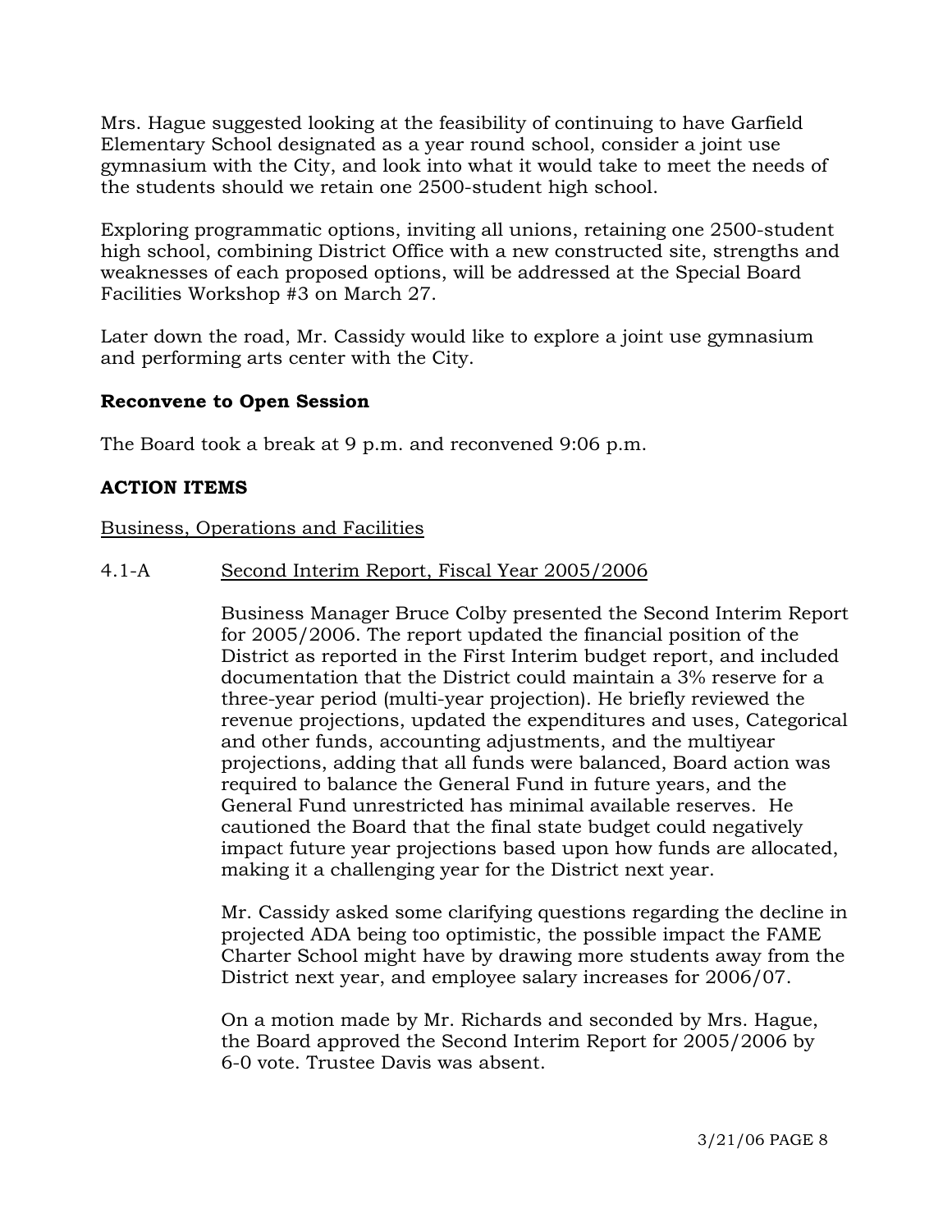Mrs. Hague suggested looking at the feasibility of continuing to have Garfield Elementary School designated as a year round school, consider a joint use gymnasium with the City, and look into what it would take to meet the needs of the students should we retain one 2500-student high school.

Exploring programmatic options, inviting all unions, retaining one 2500-student high school, combining District Office with a new constructed site, strengths and weaknesses of each proposed options, will be addressed at the Special Board Facilities Workshop #3 on March 27.

Later down the road, Mr. Cassidy would like to explore a joint use gymnasium and performing arts center with the City.

**Reconvene to Open Session**

The Board took a break at 9 p.m. and reconvened 9:06 p.m.

**ACTION ITEMS**

Business, Operations and Facilities

4.1-A Second Interim Report, Fiscal Year 2005/2006

Business Manager Bruce Colby presented the Second Interim Report for 2005/2006. The report updated the financial position of the District as reported in the First Interim budget report, and included documentation that the District could maintain a 3% reserve for a three-year period (multi-year projection). He briefly reviewed the revenue projections, updated the expenditures and uses, Categorical and other funds, accounting adjustments, and the multiyear projections, adding that all funds were balanced, Board action was required to balance the General Fund in future years, and the General Fund unrestricted has minimal available reserves. He cautioned the Board that the final state budget could negatively impact future year projections based upon how funds are allocated, making it a challenging year for the District next year.

Mr. Cassidy asked some clarifying questions regarding the decline in projected ADA being too optimistic, the possible impact the FAME Charter School might have by drawing more students away from the District next year, and employee salary increases for 2006/07.

On a motion made by Mr. Richards and seconded by Mrs. Hague, the Board approved the Second Interim Report for 2005/2006 by 6-0 vote. Trustee Davis was absent.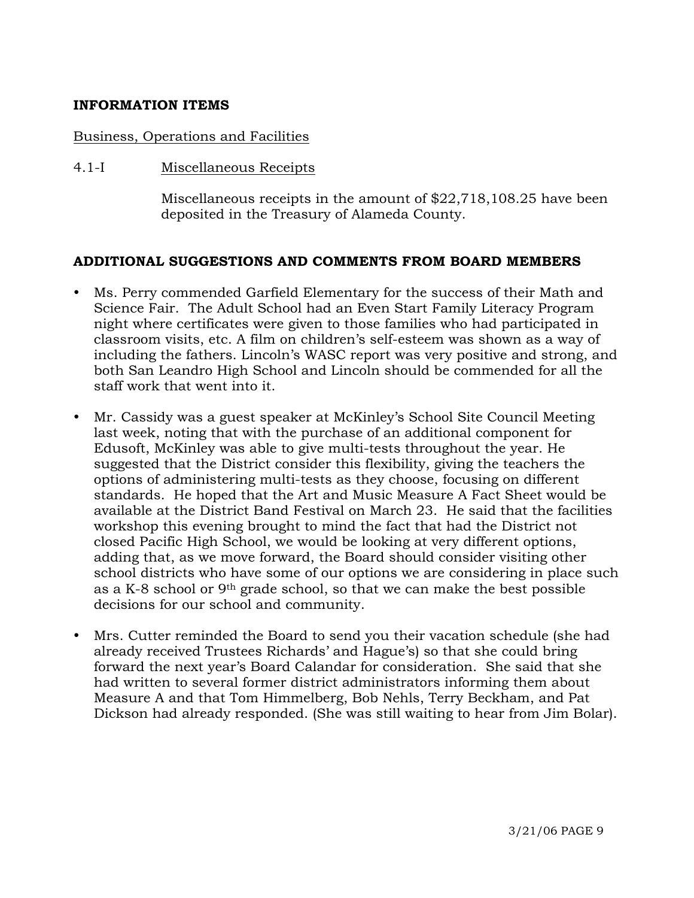**INFORMATION ITEMS**

Business, Operations and Facilities

4.1-I Miscellaneous Receipts

Miscellaneous receipts in the amount of $22,718,108.25 have been deposited in the Treasury of Alameda County.

**ADDITIONAL SUGGESTIONS AND COMMENTS FROM BOARD MEMBERS**

- Ms. Perry commended Garfield Elementary for the success of their Math and Science Fair. The Adult School had an Even Start Family Literacy Program night where certificates were given to those families who had participated in classroom visits, etc. A film on children's self-esteem was shown as a way of including the fathers. Lincoln's WASC report was very positive and strong, and both San Leandro High School and Lincoln should be commended for all the staff work that went into it.

- Mr. Cassidy was a guest speaker at McKinley's School Site Council Meeting last week, noting that with the purchase of an additional component for Edusoft, McKinley was able to give multi-tests throughout the year. He suggested that the District consider this flexibility, giving the teachers the options of administering multi-tests as they choose, focusing on different standards. He hoped that the Art and Music Measure A Fact Sheet would be available at the District Band Festival on March 23. He said that the facilities workshop this evening brought to mind the fact that had the District not closed Pacific High School, we would be looking at very different options, adding that, as we move forward, the Board should consider visiting other school districts who have some of our options we are considering in place such as a K-8 school or 9th grade school, so that we can make the best possible decisions for our school and community.

- Mrs. Cutter reminded the Board to send you their vacation schedule (she had already received Trustees Richards' and Hague's) so that she could bring forward the next year's Board Calandar for consideration. She said that she had written to several former district administrators informing them about Measure A and that Tom Himmelberg, Bob Nehls, Terry Beckham, and Pat Dickson had already responded. (She was still waiting to hear from Jim Bolar).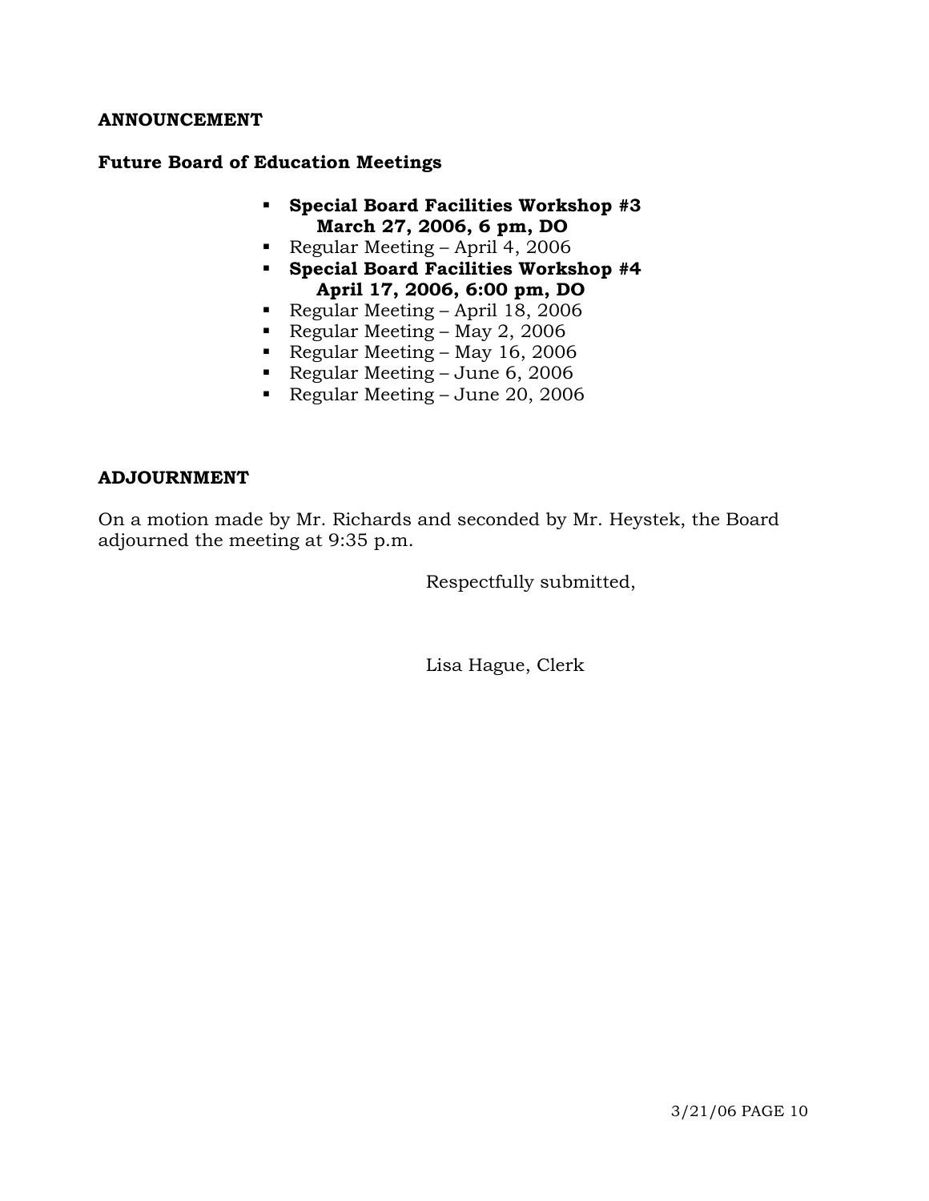**ANNOUNCEMENT**

**Future Board of Education Meetings**

- **Special Board Facilities Workshop #3 March 27, 2006, 6 pm, DO**
- Regular Meeting – April 4, 2006
- **Special Board Facilities Workshop #4 April 17, 2006, 6:00 pm, DO**
- Regular Meeting – April 18, 2006
- Regular Meeting – May 2, 2006
- Regular Meeting – May 16, 2006
- Regular Meeting – June 6, 2006
- Regular Meeting – June 20, 2006

**ADJOURNMENT**

On a motion made by Mr. Richards and seconded by Mr. Heystek, the Board adjourned the meeting at 9:35 p.m.

Respectfully submitted,

Lisa Hague, Clerk